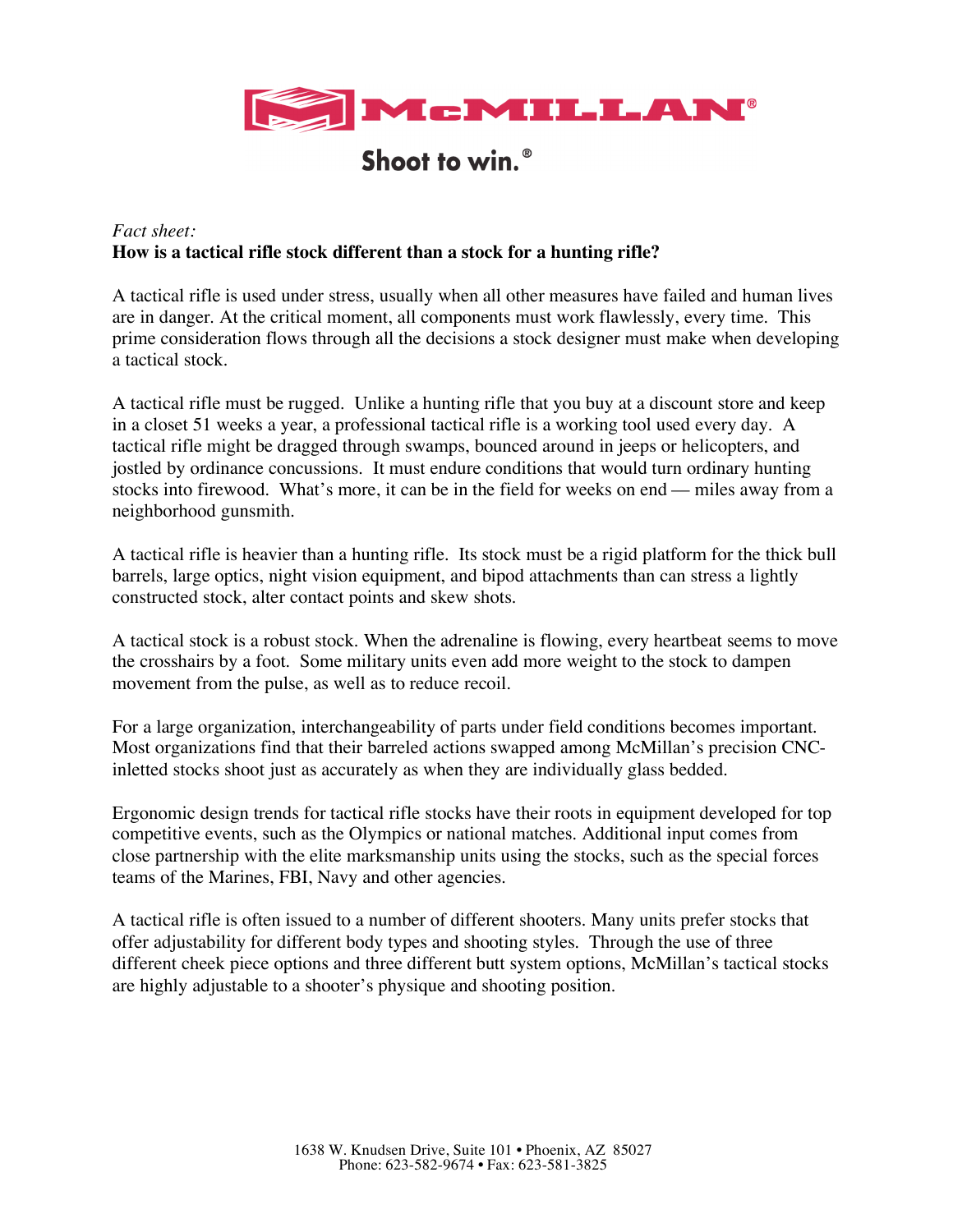# McMILLAN®

**Shoot to win.®**

*Fact sheet:*

**How is a tactical rifle stock different than a stock for a hunting rifle?**

A tactical rifle is used under stress, usually when all other measures have failed and human lives are in danger. At the critical moment, all components must work flawlessly, every time. This prime consideration flows through all the decisions a stock designer must make when developing a tactical stock.

A tactical rifle must be rugged. Unlike a hunting rifle that you buy at a discount store and keep in a closet 51 weeks a year, a professional tactical rifle is a working tool used every day. A tactical rifle might be dragged through swamps, bounced around in jeeps or helicopters, and jostled by ordinance concussions. It must endure conditions that would turn ordinary hunting stocks into firewood. What's more, it can be in the field for weeks on end — miles away from a neighborhood gunsmith.

A tactical rifle is heavier than a hunting rifle. Its stock must be a rigid platform for the thick bull barrels, large optics, night vision equipment, and bipod attachments than can stress a lightly constructed stock, alter contact points and skew shots.

A tactical stock is a robust stock. When the adrenaline is flowing, every heartbeat seems to move the crosshairs by a foot. Some military units even add more weight to the stock to dampen movement from the pulse, as well as to reduce recoil.

For a large organization, interchangeability of parts under field conditions becomes important. Most organizations find that their barreled actions swapped among McMillan's precision CNC-inletted stocks shoot just as accurately as when they are individually glass bedded.

Ergonomic design trends for tactical rifle stocks have their roots in equipment developed for top competitive events, such as the Olympics or national matches. Additional input comes from close partnership with the elite marksmanship units using the stocks, such as the special forces teams of the Marines, FBI, Navy and other agencies.

A tactical rifle is often issued to a number of different shooters. Many units prefer stocks that offer adjustability for different body types and shooting styles. Through the use of three different cheek piece options and three different butt system options, McMillan's tactical stocks are highly adjustable to a shooter's physique and shooting position.

1638 W. Knudsen Drive, Suite 101 • Phoenix, AZ 85027
Phone: 623-582-9674 • Fax: 623-581-3825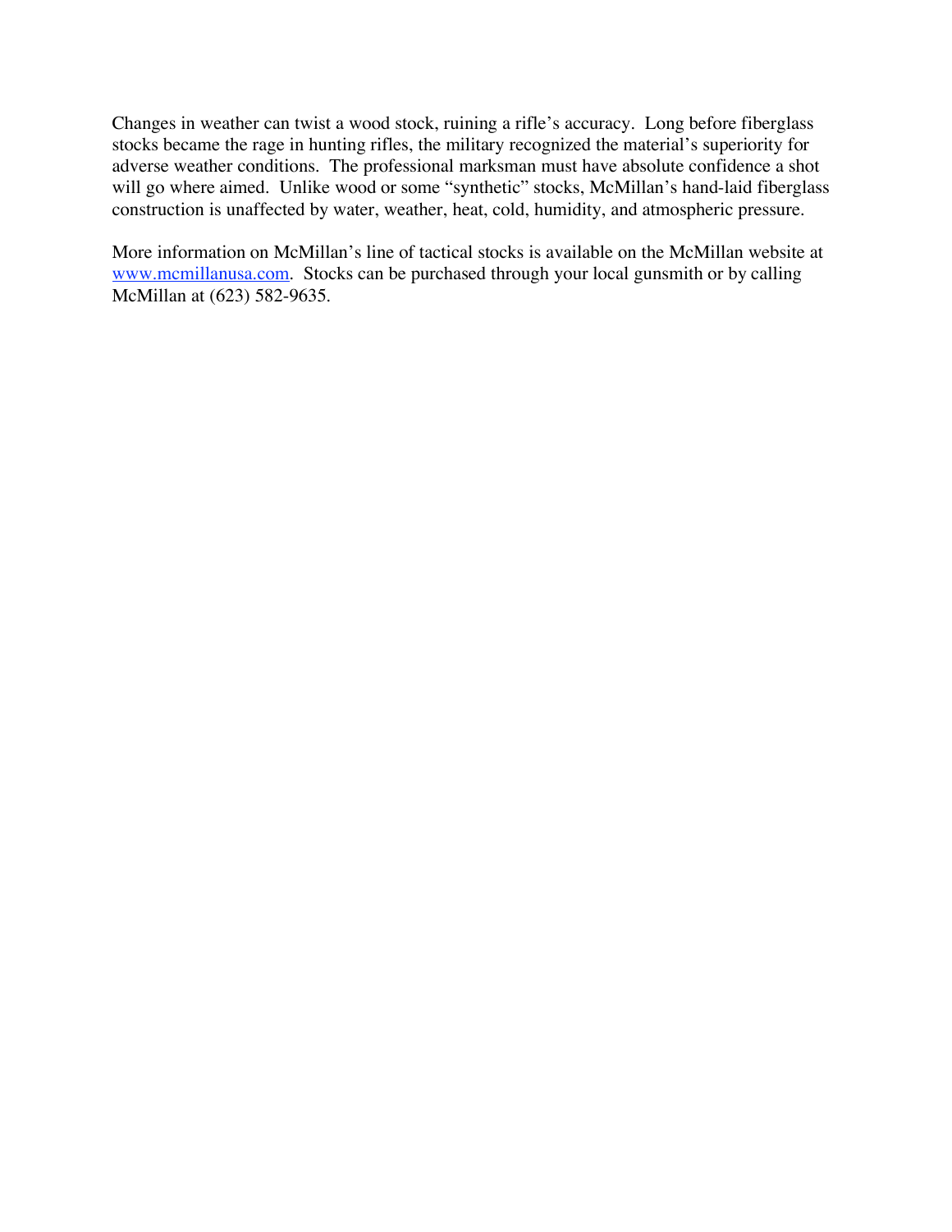Changes in weather can twist a wood stock, ruining a rifle's accuracy. Long before fiberglass stocks became the rage in hunting rifles, the military recognized the material's superiority for adverse weather conditions. The professional marksman must have absolute confidence a shot will go where aimed. Unlike wood or some "synthetic" stocks, McMillan's hand-laid fiberglass construction is unaffected by water, weather, heat, cold, humidity, and atmospheric pressure.

More information on McMillan's line of tactical stocks is available on the McMillan website at [www.mcmillanusa.com](http://www.mcmillanusa.com). Stocks can be purchased through your local gunsmith or by calling McMillan at (623) 582-9635.